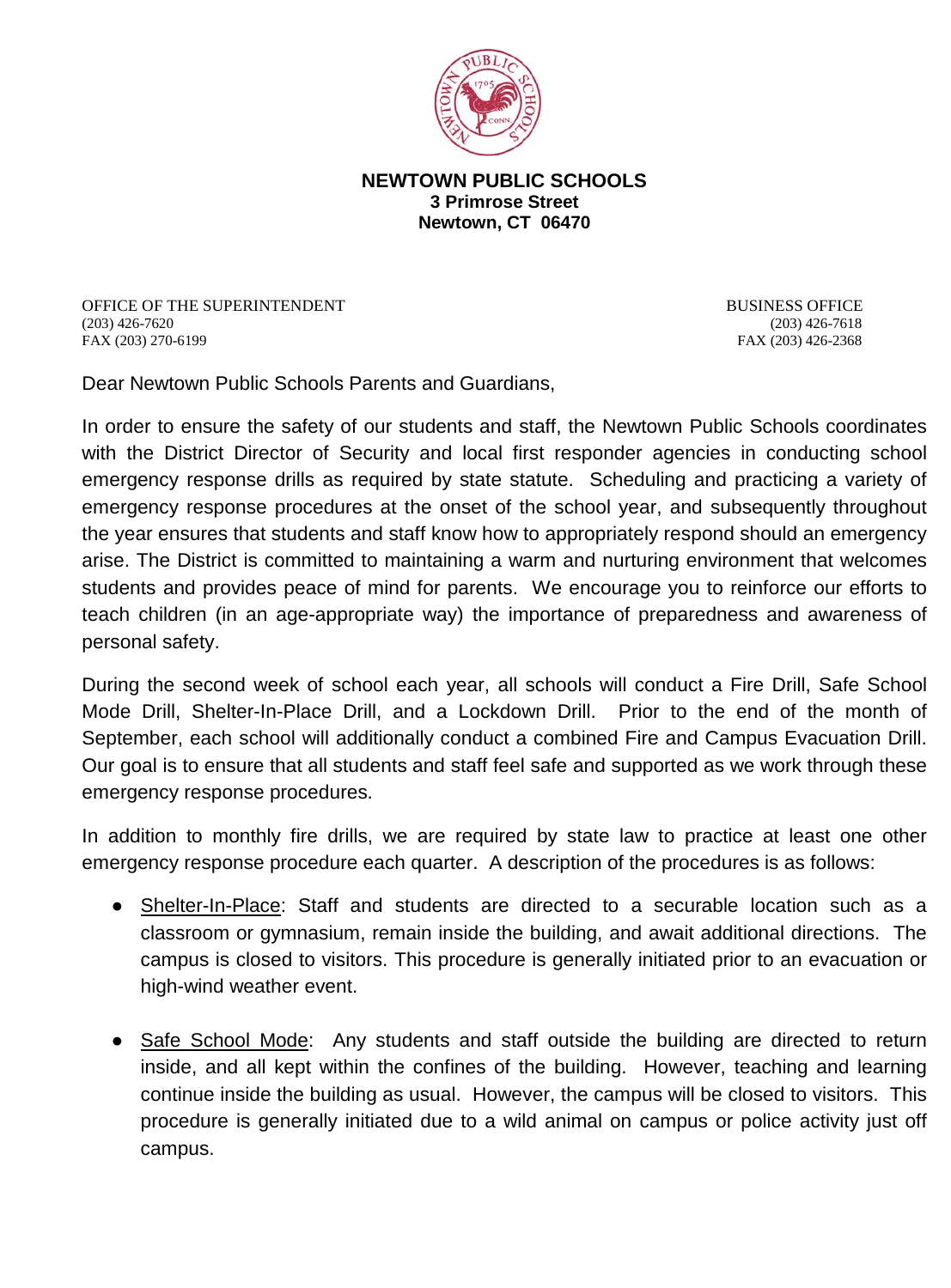**NEWTOWN PUBLIC SCHOOLS**
**3 Primrose Street**
**Newtown, CT 06470**

OFFICE OF THE SUPERINTENDENT
(203) 426-7620
FAX (203) 270-6199

BUSINESS OFFICE
(203) 426-7618
FAX (203) 426-2368

Dear Newtown Public Schools Parents and Guardians,

In order to ensure the safety of our students and staff, the Newtown Public Schools coordinates with the District Director of Security and local first responder agencies in conducting school emergency response drills as required by state statute. Scheduling and practicing a variety of emergency response procedures at the onset of the school year, and subsequently throughout the year ensures that students and staff know how to appropriately respond should an emergency arise. The District is committed to maintaining a warm and nurturing environment that welcomes students and provides peace of mind for parents. We encourage you to reinforce our efforts to teach children (in an age-appropriate way) the importance of preparedness and awareness of personal safety.

During the second week of school each year, all schools will conduct a Fire Drill, Safe School Mode Drill, Shelter-In-Place Drill, and a Lockdown Drill. Prior to the end of the month of September, each school will additionally conduct a combined Fire and Campus Evacuation Drill. Our goal is to ensure that all students and staff feel safe and supported as we work through these emergency response procedures.

In addition to monthly fire drills, we are required by state law to practice at least one other emergency response procedure each quarter. A description of the procedures is as follows:

- Shelter-In-Place: Staff and students are directed to a securable location such as a classroom or gymnasium, remain inside the building, and await additional directions. The campus is closed to visitors. This procedure is generally initiated prior to an evacuation or high-wind weather event.

- Safe School Mode: Any students and staff outside the building are directed to return inside, and all kept within the confines of the building. However, teaching and learning continue inside the building as usual. However, the campus will be closed to visitors. This procedure is generally initiated due to a wild animal on campus or police activity just off campus.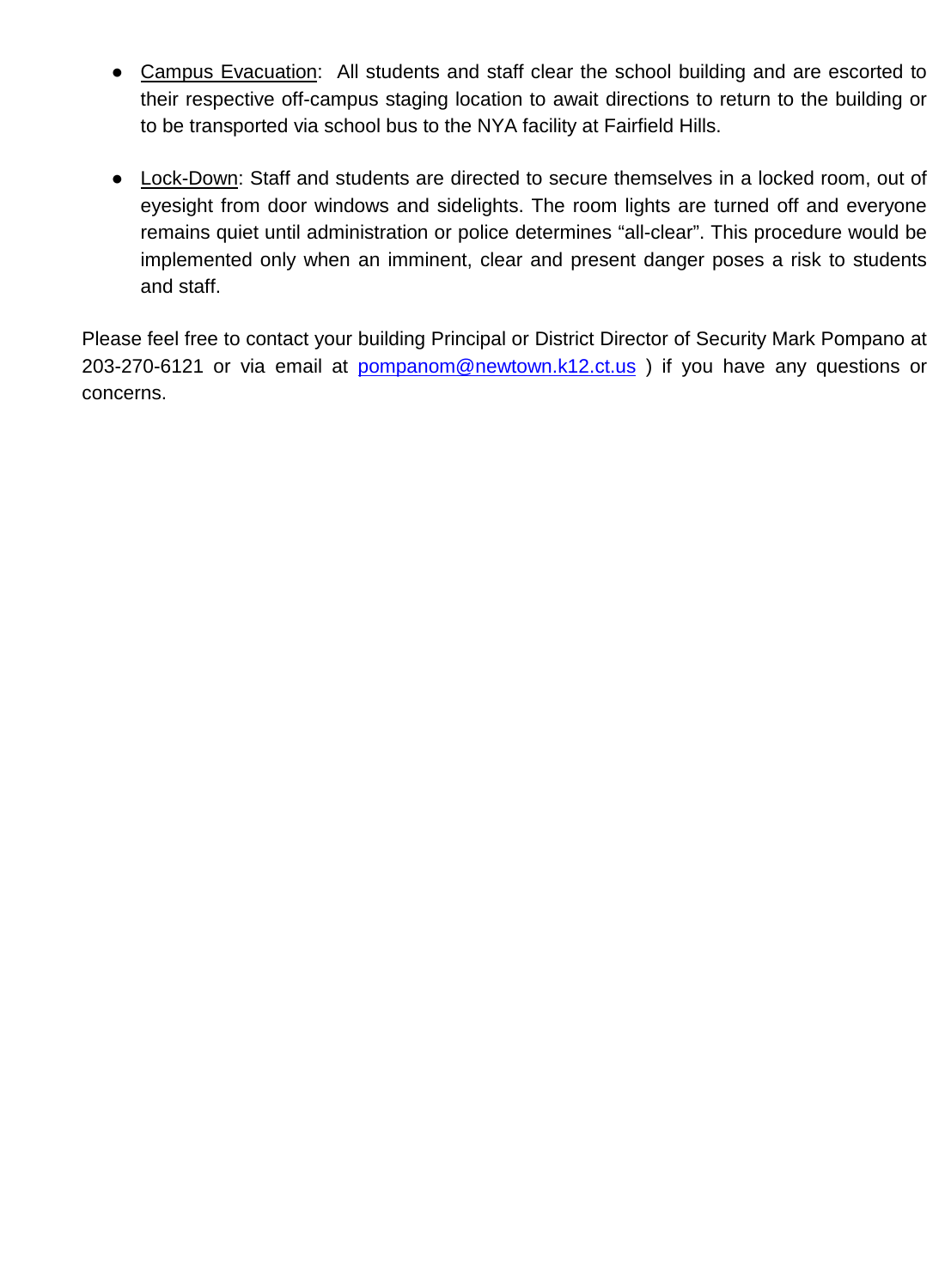- <u>Campus Evacuation</u>: All students and staff clear the school building and are escorted to their respective off-campus staging location to await directions to return to the building or to be transported via school bus to the NYA facility at Fairfield Hills.

- <u>Lock-Down</u>: Staff and students are directed to secure themselves in a locked room, out of eyesight from door windows and sidelights. The room lights are turned off and everyone remains quiet until administration or police determines "all-clear". This procedure would be implemented only when an imminent, clear and present danger poses a risk to students and staff.

Please feel free to contact your building Principal or District Director of Security Mark Pompano at 203-270-6121 or via email at pompanom@newtown.k12.ct.us ) if you have any questions or concerns.